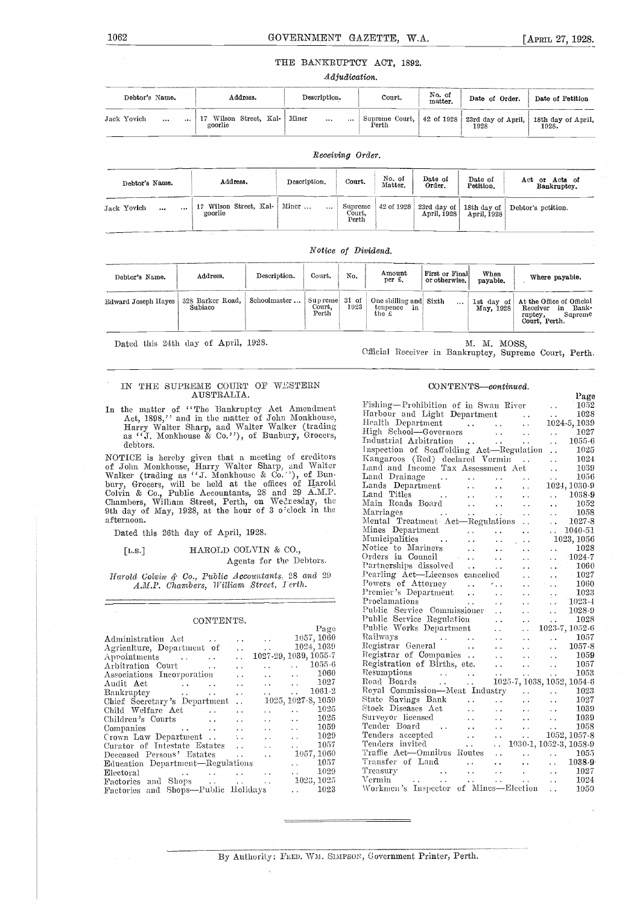## THE BANKRUPTCY ACT, 1892.

### *Adjudication.*

| Debtor's Name. | Address. | Description. | Court. | No. of matter. | Date of Order. | Date of Petition |
|---|---|---|---|---|---|---|
| Jack Yovich ... ... | 17 Wilson Street, Kalgoorlie | Miner ... ... | Supreme Court, Perth | 42 of 1928 | 23rd day of April, 1928 | 18th day of April, 1928. |

### *Receiving Order.*

| Debtor's Name. | Address. | Description. | Court. | No. of Matter. | Date of Order. | Date of Petition. | Act or Acts of Bankruptcy. |
|---|---|---|---|---|---|---|---|
| Jack Yovich ... ... | 17 Wilson Street, Kalgoorlie | Miner ... ... | Supreme Court, Perth | 42 of 1928 | 23rd day of April, 1928 | 18th day of April, 1928 | Debtor's petition. |

### *Notice of Dividend.*

| Debtor's Name. | Address. | Description. | Court. | No. | Amount per £. | First or Final or otherwise. | When payable. | Where payable. |
|---|---|---|---|---|---|---|---|---|
| Edward Joseph Hayes | 328 Barker Road, Subiaco | Schoolmaster ... | Supreme Court, Perth | 31 of 1923 | One shilling and tenpence in the £ | Sixth ... | 1st day of May, 1928 | At the Office of Official Receiver in Bankruptcy, Supreme Court, Perth. |

Dated this 24th day of April, 1928.

M. M. MOSS,
Official Receiver in Bankruptcy, Supreme Court, Perth.

---

IN THE SUPREME COURT OF WESTERN AUSTRALIA.

In the matter of "The Bankruptcy Act Amendment Act, 1898," and in the matter of John Monkhouse, Harry Walter Sharp, and Walter Walker (trading as "J. Monkhouse & Co."), of Bunbury, Grocers, debtors.

NOTICE is hereby given that a meeting of creditors of John Monkhouse, Harry Walter Sharp, and Walter Walker (trading as "J. Monkhouse & Co."), of Bunbury, Grocers, will be held at the offices of Harold Colvin & Co., Public Accountants, 28 and 29 A.M.P. Chambers, William Street, Perth, on Wednesday, the 9th day of May, 1928, at the hour of 3 o'clock in the afternoon.

Dated this 26th day of April, 1928.

[L.S.] HAROLD COLVIN & CO.,
Agents for the Debtors.

*Harold Colvin & Co., Public Accountants, 28 and 29 A.M.P. Chambers, William Street, Perth.*

---

## CONTENTS.

| | Page |
|---|---|
| Administration Act | 1057, 1060 |
| Agriculture, Department of | 1024, 1039 |
| Appointments | 1027-29, 1039, 1055-7 |
| Arbitration Court | 1055-6 |
| Associations Incorporation | 1060 |
| Audit Act | 1027 |
| Bankruptcy | 1061-2 |
| Chief Secretary's Department | 1025, 1027-8, 1059 |
| Child Welfare Act | 1025 |
| Children's Courts | 1025 |
| Companies | 1059 |
| Crown Law Department | 1029 |
| Curator of Intestate Estates | 1057 |
| Deceased Persons' Estates | 1057, 1060 |
| Education Department—Regulations | 1057 |
| Electoral | 1029 |
| Factories and Shops | 1023, 1025 |
| Factories and Shops—Public Holidays | 1023 |

## CONTENTS—*continued.*

| | Page |
|---|---|
| Fishing—Prohibition of in Swan River | 1052 |
| Harbour and Light Department | 1028 |
| Health Department | 1024-5, 1039 |
| High School—Governors | 1027 |
| Industrial Arbitration | 1055-6 |
| Inspection of Scaffolding Act—Regulation | 1025 |
| Kangaroos (Red) declared Vermin | 1024 |
| Land and Income Tax Assessment Act | 1039 |
| Land Drainage | 1056 |
| Lands Department | 1024, 1030-9 |
| Land Titles | 1038-9 |
| Main Roads Board | 1052 |
| Marriages | 1058 |
| Mental Treatment Act—Regulations | 1027-8 |
| Mines Department | 1040-51 |
| Municipalities | 1023, 1056 |
| Notice to Mariners | 1028 |
| Orders in Council | 1024-7 |
| Partnerships dissolved | 1060 |
| Pearling Act—Licenses cancelled | 1027 |
| Powers of Attorney | 1060 |
| Premier's Department | 1023 |
| Proclamations | 1023-4 |
| Public Service Commissioner | 1028-9 |
| Public Service Regulation | 1028 |
| Public Works Department | 1023-7, 1052-6 |
| Railways | 1057 |
| Registrar General | 1057-8 |
| Registrar of Companies | 1059 |
| Registration of Births, etc. | 1057 |
| Resumptions | 1053 |
| Road Boards | 1025-7, 1038, 1052, 1054-6 |
| Royal Commission—Meat Industry | 1023 |
| State Savings Bank | 1027 |
| Stock Diseases Act | 1039 |
| Surveyor licensed | 1039 |
| Tender Board | 1058 |
| Tenders accepted | 1052, 1057-8 |
| Tenders invited | 1030-1, 1052-3, 1058-9 |
| Traffic Act—Omnibus Routes | 1055 |
| Transfer of Land | 1038-9 |
| Treasury | 1027 |
| Vermin | 1024 |
| Workmen's Inspector of Mines—Election | 1050 |

---

By Authority: FRED. WM. SIMPSON, Government Printer, Perth.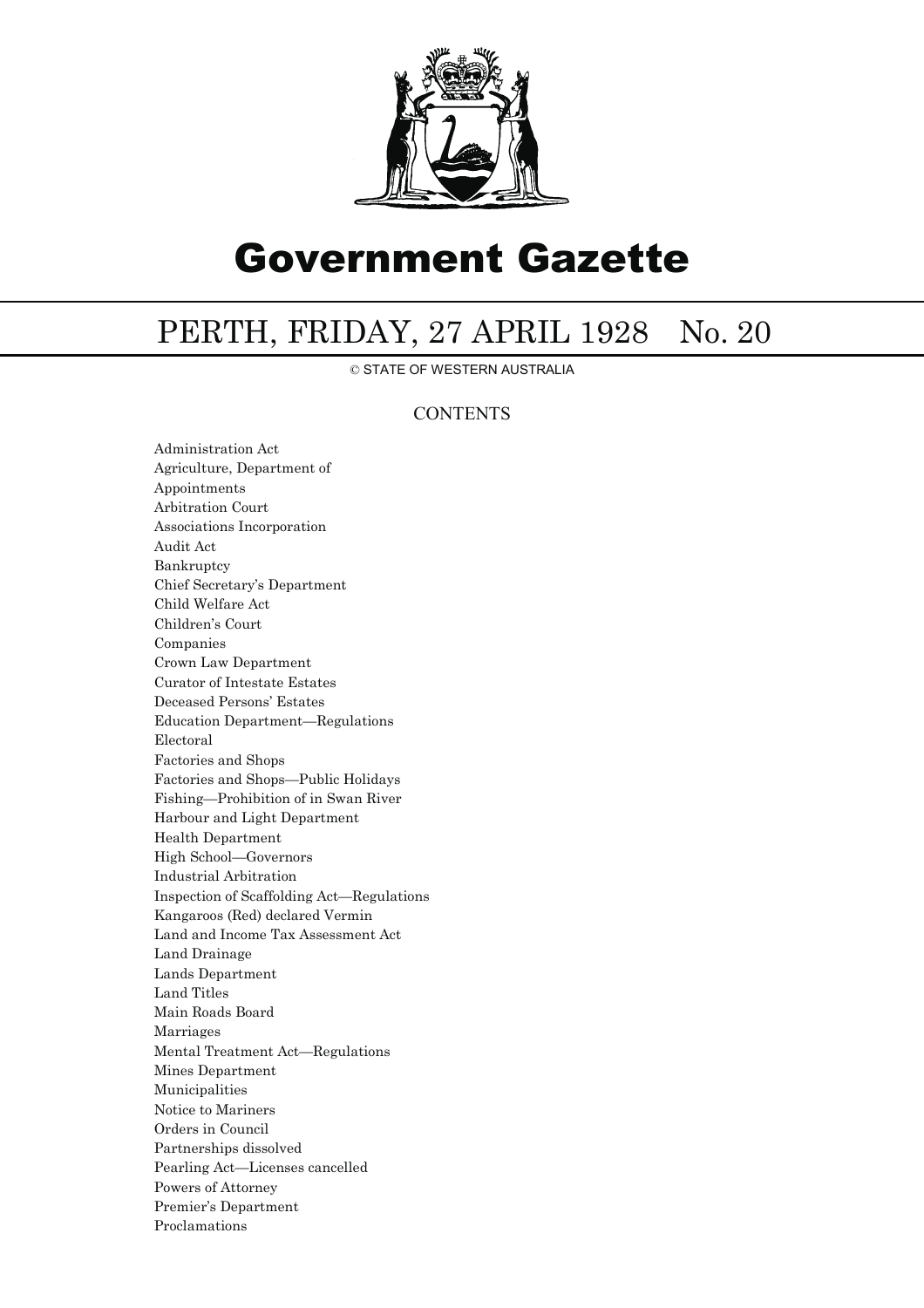# Government Gazette

## PERTH, FRIDAY, 27 APRIL 1928 No. 20

© STATE OF WESTERN AUSTRALIA

### CONTENTS

Administration Act
Agriculture, Department of
Appointments
Arbitration Court
Associations Incorporation
Audit Act
Bankruptcy
Chief Secretary's Department
Child Welfare Act
Children's Court
Companies
Crown Law Department
Curator of Intestate Estates
Deceased Persons' Estates
Education Department—Regulations
Electoral
Factories and Shops
Factories and Shops—Public Holidays
Fishing—Prohibition of in Swan River
Harbour and Light Department
Health Department
High School—Governors
Industrial Arbitration
Inspection of Scaffolding Act—Regulations
Kangaroos (Red) declared Vermin
Land and Income Tax Assessment Act
Land Drainage
Lands Department
Land Titles
Main Roads Board
Marriages
Mental Treatment Act—Regulations
Mines Department
Municipalities
Notice to Mariners
Orders in Council
Partnerships dissolved
Pearling Act—Licenses cancelled
Powers of Attorney
Premier's Department
Proclamations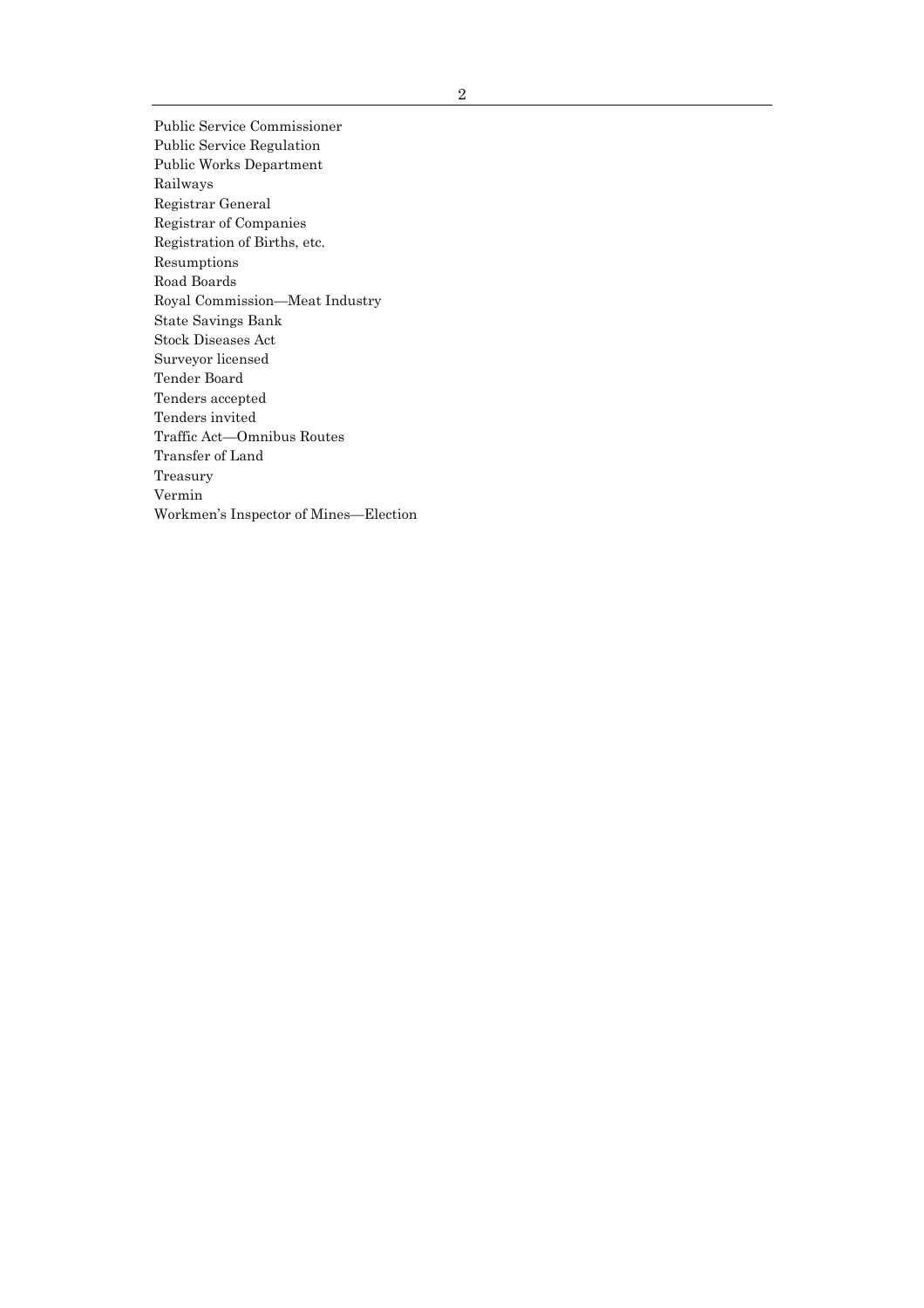Public Service Commissioner
Public Service Regulation
Public Works Department
Railways
Registrar General
Registrar of Companies
Registration of Births, etc.
Resumptions
Road Boards
Royal Commission—Meat Industry
State Savings Bank
Stock Diseases Act
Surveyor licensed
Tender Board
Tenders accepted
Tenders invited
Traffic Act—Omnibus Routes
Transfer of Land
Treasury
Vermin
Workmen's Inspector of Mines—Election